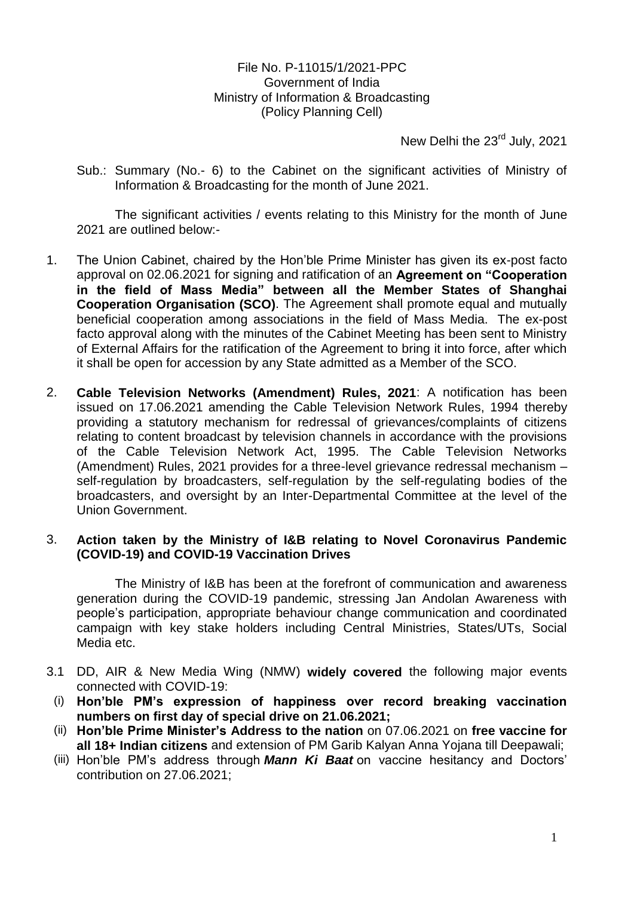File No. P-11015/1/2021-PPC
Government of India
Ministry of Information & Broadcasting
(Policy Planning Cell)

New Delhi the 23rd July, 2021

Sub.: Summary (No.- 6) to the Cabinet on the significant activities of Ministry of Information & Broadcasting for the month of June 2021.

The significant activities / events relating to this Ministry for the month of June 2021 are outlined below:-

1. The Union Cabinet, chaired by the Hon'ble Prime Minister has given its ex-post facto approval on 02.06.2021 for signing and ratification of an **Agreement on "Cooperation in the field of Mass Media" between all the Member States of Shanghai Cooperation Organisation (SCO)**. The Agreement shall promote equal and mutually beneficial cooperation among associations in the field of Mass Media. The ex-post facto approval along with the minutes of the Cabinet Meeting has been sent to Ministry of External Affairs for the ratification of the Agreement to bring it into force, after which it shall be open for accession by any State admitted as a Member of the SCO.

2. **Cable Television Networks (Amendment) Rules, 2021**: A notification has been issued on 17.06.2021 amending the Cable Television Network Rules, 1994 thereby providing a statutory mechanism for redressal of grievances/complaints of citizens relating to content broadcast by television channels in accordance with the provisions of the Cable Television Network Act, 1995. The Cable Television Networks (Amendment) Rules, 2021 provides for a three-level grievance redressal mechanism – self-regulation by broadcasters, self-regulation by the self-regulating bodies of the broadcasters, and oversight by an Inter-Departmental Committee at the level of the Union Government.

3. **Action taken by the Ministry of I&B relating to Novel Coronavirus Pandemic (COVID-19) and COVID-19 Vaccination Drives**

The Ministry of I&B has been at the forefront of communication and awareness generation during the COVID-19 pandemic, stressing Jan Andolan Awareness with people's participation, appropriate behaviour change communication and coordinated campaign with key stake holders including Central Ministries, States/UTs, Social Media etc.

3.1 DD, AIR & New Media Wing (NMW) **widely covered** the following major events connected with COVID-19:

(i) **Hon'ble PM's expression of happiness over record breaking vaccination numbers on first day of special drive on 21.06.2021;**

(ii) **Hon'ble Prime Minister's Address to the nation** on 07.06.2021 on **free vaccine for all 18+ Indian citizens** and extension of PM Garib Kalyan Anna Yojana till Deepawali;

(iii) Hon'ble PM's address through ***Mann Ki Baat*** on vaccine hesitancy and Doctors' contribution on 27.06.2021;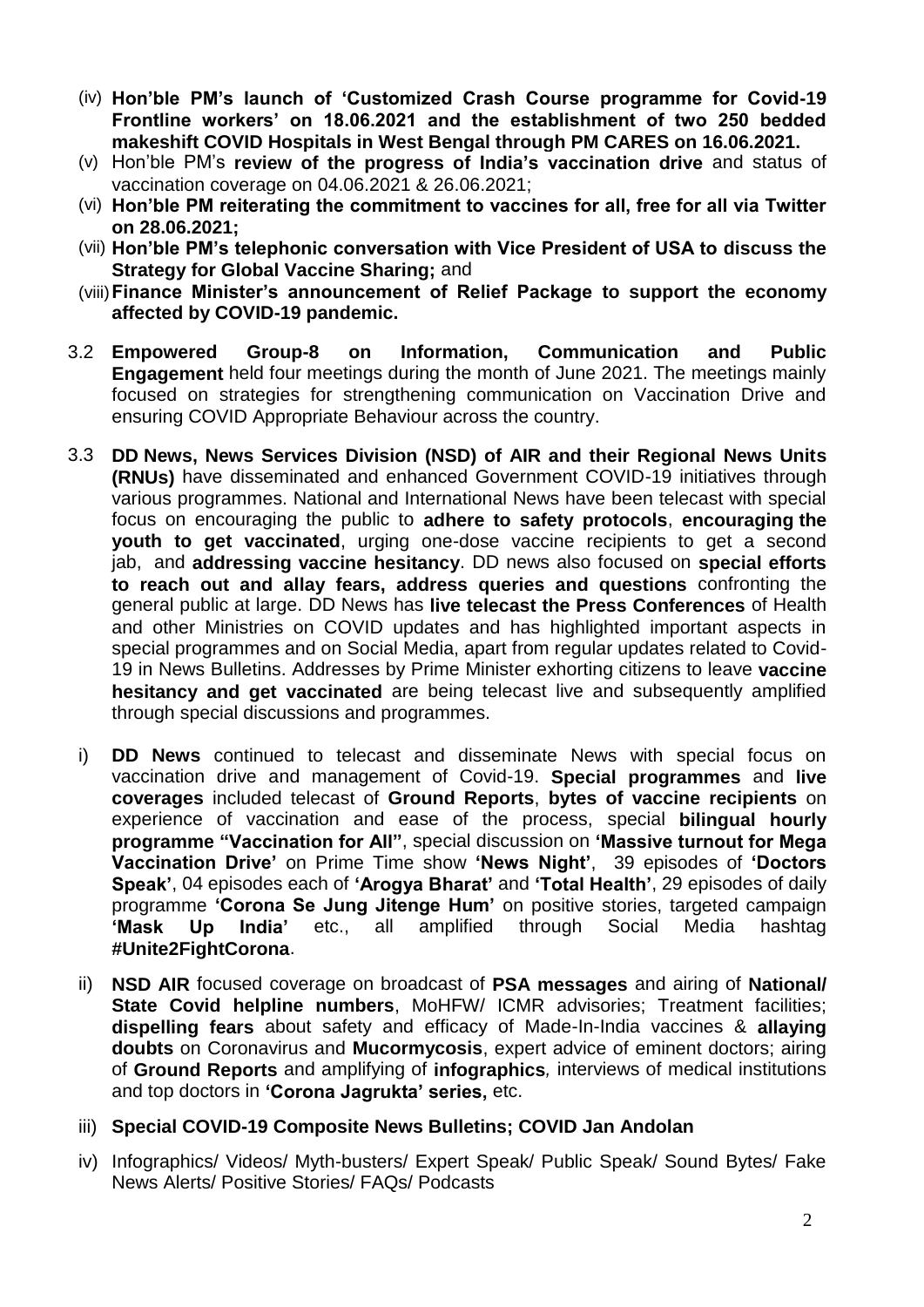(iv) **Hon'ble PM's launch of 'Customized Crash Course programme for Covid-19 Frontline workers' on 18.06.2021 and the establishment of two 250 bedded makeshift COVID Hospitals in West Bengal through PM CARES on 16.06.2021.**

(v) Hon'ble PM's **review of the progress of India's vaccination drive** and status of vaccination coverage on 04.06.2021 & 26.06.2021;

(vi) **Hon'ble PM reiterating the commitment to vaccines for all, free for all via Twitter on 28.06.2021;**

(vii) **Hon'ble PM's telephonic conversation with Vice President of USA to discuss the Strategy for Global Vaccine Sharing;** and

(viii) **Finance Minister's announcement of Relief Package to support the economy affected by COVID-19 pandemic.**

3.2 **Empowered Group-8 on Information, Communication and Public Engagement** held four meetings during the month of June 2021. The meetings mainly focused on strategies for strengthening communication on Vaccination Drive and ensuring COVID Appropriate Behaviour across the country.

3.3 **DD News, News Services Division (NSD) of AIR and their Regional News Units (RNUs)** have disseminated and enhanced Government COVID-19 initiatives through various programmes. National and International News have been telecast with special focus on encouraging the public to **adhere to safety protocols**, **encouraging the youth to get vaccinated**, urging one-dose vaccine recipients to get a second jab, and **addressing vaccine hesitancy**. DD news also focused on **special efforts to reach out and allay fears, address queries and questions** confronting the general public at large. DD News has **live telecast the Press Conferences** of Health and other Ministries on COVID updates and has highlighted important aspects in special programmes and on Social Media, apart from regular updates related to Covid-19 in News Bulletins. Addresses by Prime Minister exhorting citizens to leave **vaccine hesitancy and get vaccinated** are being telecast live and subsequently amplified through special discussions and programmes.

i) **DD News** continued to telecast and disseminate News with special focus on vaccination drive and management of Covid-19. **Special programmes** and **live coverages** included telecast of **Ground Reports**, **bytes of vaccine recipients** on experience of vaccination and ease of the process, special **bilingual hourly programme "Vaccination for All"**, special discussion on **'Massive turnout for Mega Vaccination Drive'** on Prime Time show **'News Night'**, 39 episodes of **'Doctors Speak'**, 04 episodes each of **'Arogya Bharat'** and **'Total Health'**, 29 episodes of daily programme **'Corona Se Jung Jitenge Hum'** on positive stories, targeted campaign **'Mask Up India'** etc., all amplified through Social Media hashtag **#Unite2FightCorona**.

ii) **NSD AIR** focused coverage on broadcast of **PSA messages** and airing of **National/ State Covid helpline numbers**, MoHFW/ ICMR advisories; Treatment facilities; **dispelling fears** about safety and efficacy of Made-In-India vaccines & **allaying doubts** on Coronavirus and **Mucormycosis**, expert advice of eminent doctors; airing of **Ground Reports** and amplifying of **infographics**, interviews of medical institutions and top doctors in **'Corona Jagrukta' series,** etc.

iii) **Special COVID-19 Composite News Bulletins; COVID Jan Andolan**

iv) Infographics/ Videos/ Myth-busters/ Expert Speak/ Public Speak/ Sound Bytes/ Fake News Alerts/ Positive Stories/ FAQs/ Podcasts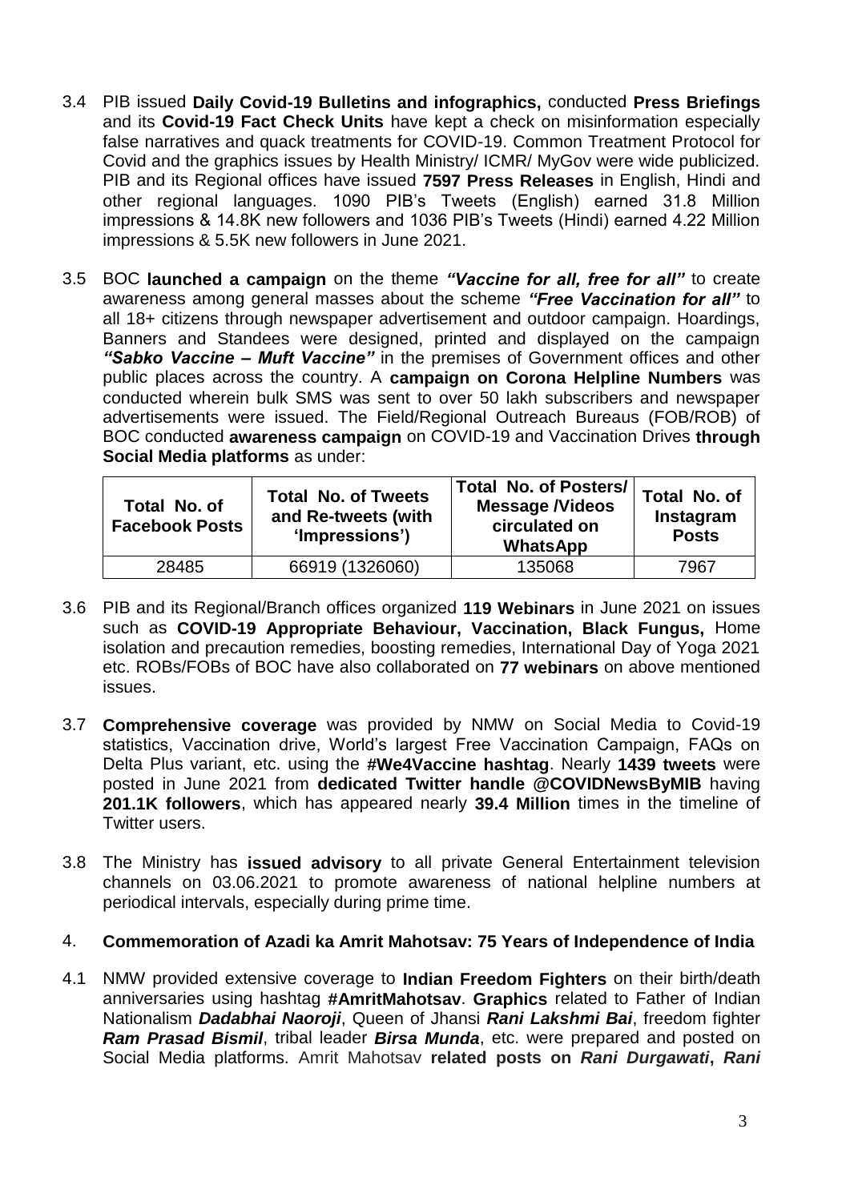3.4 PIB issued **Daily Covid-19 Bulletins and infographics,** conducted **Press Briefings** and its **Covid-19 Fact Check Units** have kept a check on misinformation especially false narratives and quack treatments for COVID-19. Common Treatment Protocol for Covid and the graphics issues by Health Ministry/ ICMR/ MyGov were wide publicized. PIB and its Regional offices have issued **7597 Press Releases** in English, Hindi and other regional languages. 1090 PIB's Tweets (English) earned 31.8 Million impressions & 14.8K new followers and 1036 PIB's Tweets (Hindi) earned 4.22 Million impressions & 5.5K new followers in June 2021.

3.5 BOC **launched a campaign** on the theme ***"Vaccine for all, free for all"*** to create awareness among general masses about the scheme ***"Free Vaccination for all"*** to all 18+ citizens through newspaper advertisement and outdoor campaign. Hoardings, Banners and Standees were designed, printed and displayed on the campaign ***"Sabko Vaccine – Muft Vaccine"*** in the premises of Government offices and other public places across the country. A **campaign on Corona Helpline Numbers** was conducted wherein bulk SMS was sent to over 50 lakh subscribers and newspaper advertisements were issued. The Field/Regional Outreach Bureaus (FOB/ROB) of BOC conducted **awareness campaign** on COVID-19 and Vaccination Drives **through Social Media platforms** as under:

| Total No. of Facebook Posts | Total No. of Tweets and Re-tweets (with 'Impressions') | Total No. of Posters/ Message /Videos circulated on WhatsApp | Total No. of Instagram Posts |
|---|---|---|---|
| 28485 | 66919 (1326060) | 135068 | 7967 |

3.6 PIB and its Regional/Branch offices organized **119 Webinars** in June 2021 on issues such as **COVID-19 Appropriate Behaviour, Vaccination, Black Fungus,** Home isolation and precaution remedies, boosting remedies, International Day of Yoga 2021 etc. ROBs/FOBs of BOC have also collaborated on **77 webinars** on above mentioned issues.

3.7 **Comprehensive coverage** was provided by NMW on Social Media to Covid-19 statistics, Vaccination drive, World's largest Free Vaccination Campaign, FAQs on Delta Plus variant, etc. using the **#We4Vaccine hashtag**. Nearly **1439 tweets** were posted in June 2021 from **dedicated Twitter handle @COVIDNewsByMIB** having **201.1K followers**, which has appeared nearly **39.4 Million** times in the timeline of Twitter users.

3.8 The Ministry has **issued advisory** to all private General Entertainment television channels on 03.06.2021 to promote awareness of national helpline numbers at periodical intervals, especially during prime time.

## 4. Commemoration of Azadi ka Amrit Mahotsav: 75 Years of Independence of India

4.1 NMW provided extensive coverage to **Indian Freedom Fighters** on their birth/death anniversaries using hashtag **#AmritMahotsav**. **Graphics** related to Father of Indian Nationalism ***Dadabhai Naoroji***, Queen of Jhansi ***Rani Lakshmi Bai***, freedom fighter ***Ram Prasad Bismil***, tribal leader ***Birsa Munda***, etc. were prepared and posted on Social Media platforms. Amrit Mahotsav **related posts on *Rani Durgawati*, *Rani***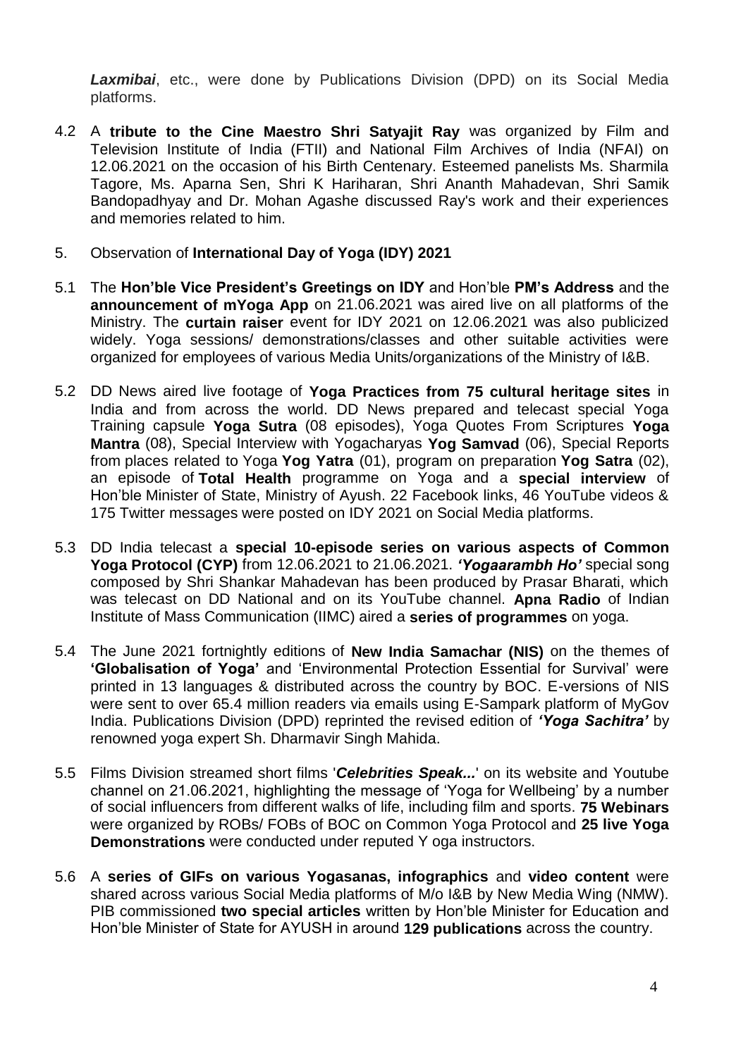***Laxmibai***, etc., were done by Publications Division (DPD) on its Social Media platforms.

4.2 A **tribute to the Cine Maestro Shri Satyajit Ray** was organized by Film and Television Institute of India (FTII) and National Film Archives of India (NFAI) on 12.06.2021 on the occasion of his Birth Centenary. Esteemed panelists Ms. Sharmila Tagore, Ms. Aparna Sen, Shri K Hariharan, Shri Ananth Mahadevan, Shri Samik Bandopadhyay and Dr. Mohan Agashe discussed Ray's work and their experiences and memories related to him.

5. Observation of **International Day of Yoga (IDY) 2021**

5.1 The **Hon'ble Vice President's Greetings on IDY** and Hon'ble **PM's Address** and the **announcement of mYoga App** on 21.06.2021 was aired live on all platforms of the Ministry. The **curtain raiser** event for IDY 2021 on 12.06.2021 was also publicized widely. Yoga sessions/ demonstrations/classes and other suitable activities were organized for employees of various Media Units/organizations of the Ministry of I&B.

5.2 DD News aired live footage of **Yoga Practices from 75 cultural heritage sites** in India and from across the world. DD News prepared and telecast special Yoga Training capsule **Yoga Sutra** (08 episodes), Yoga Quotes From Scriptures **Yoga Mantra** (08), Special Interview with Yogacharyas **Yog Samvad** (06), Special Reports from places related to Yoga **Yog Yatra** (01), program on preparation **Yog Satra** (02), an episode of **Total Health** programme on Yoga and a **special interview** of Hon'ble Minister of State, Ministry of Ayush. 22 Facebook links, 46 YouTube videos & 175 Twitter messages were posted on IDY 2021 on Social Media platforms.

5.3 DD India telecast a **special 10-episode series on various aspects of Common Yoga Protocol (CYP)** from 12.06.2021 to 21.06.2021. ***'Yogaarambh Ho'*** special song composed by Shri Shankar Mahadevan has been produced by Prasar Bharati, which was telecast on DD National and on its YouTube channel. **Apna Radio** of Indian Institute of Mass Communication (IIMC) aired a **series of programmes** on yoga.

5.4 The June 2021 fortnightly editions of **New India Samachar (NIS)** on the themes of **'Globalisation of Yoga'** and 'Environmental Protection Essential for Survival' were printed in 13 languages & distributed across the country by BOC. E-versions of NIS were sent to over 65.4 million readers via emails using E-Sampark platform of MyGov India. Publications Division (DPD) reprinted the revised edition of ***'Yoga Sachitra'*** by renowned yoga expert Sh. Dharmavir Singh Mahida.

5.5 Films Division streamed short films '***Celebrities Speak...***' on its website and Youtube channel on 21.06.2021, highlighting the message of 'Yoga for Wellbeing' by a number of social influencers from different walks of life, including film and sports. **75 Webinars** were organized by ROBs/ FOBs of BOC on Common Yoga Protocol and **25 live Yoga Demonstrations** were conducted under reputed Y oga instructors.

5.6 A **series of GIFs on various Yogasanas, infographics** and **video content** were shared across various Social Media platforms of M/o I&B by New Media Wing (NMW). PIB commissioned **two special articles** written by Hon'ble Minister for Education and Hon'ble Minister of State for AYUSH in around **129 publications** across the country.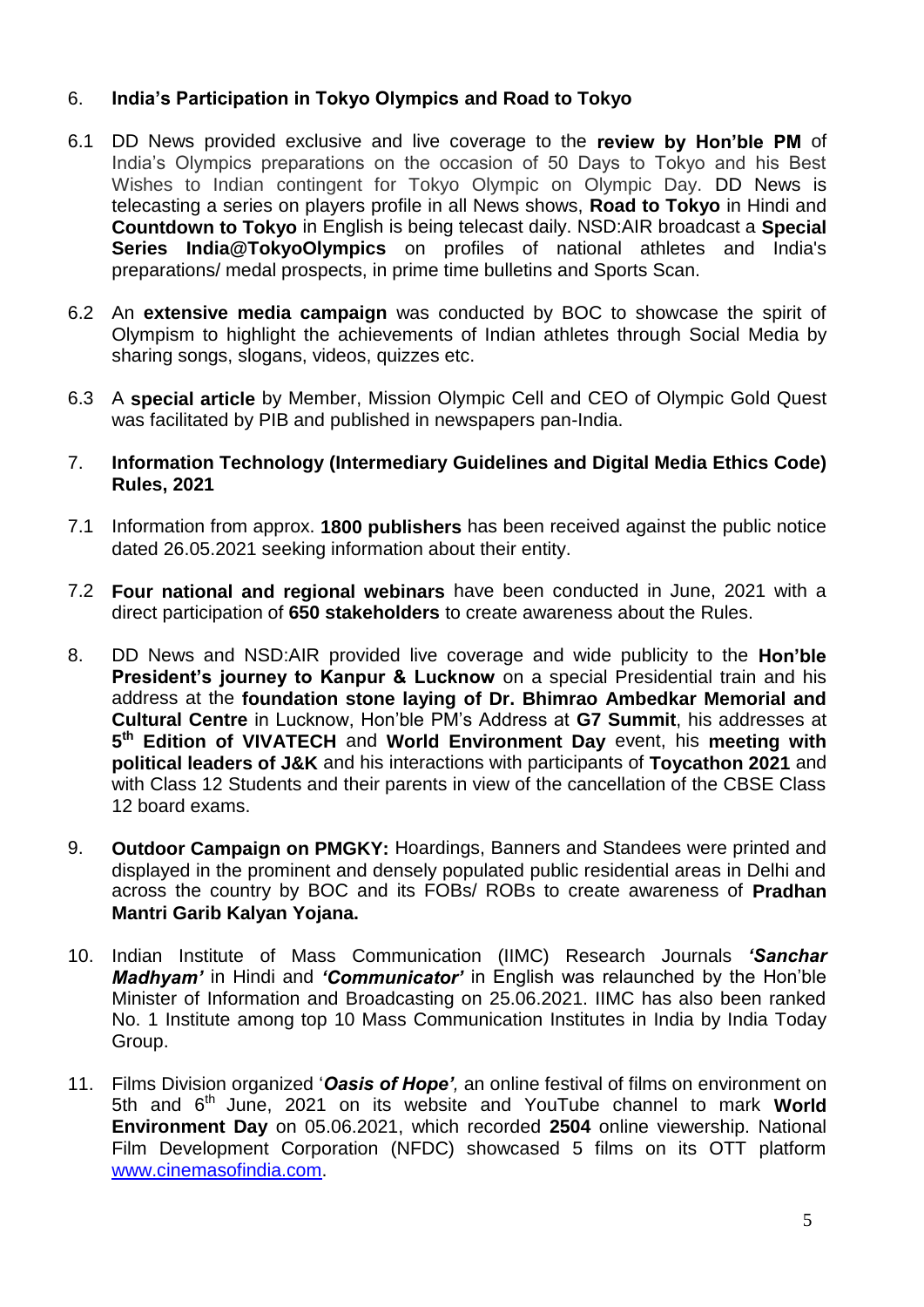6. **India's Participation in Tokyo Olympics and Road to Tokyo**

6.1 DD News provided exclusive and live coverage to the **review by Hon'ble PM** of India's Olympics preparations on the occasion of 50 Days to Tokyo and his Best Wishes to Indian contingent for Tokyo Olympic on Olympic Day. DD News is telecasting a series on players profile in all News shows, **Road to Tokyo** in Hindi and **Countdown to Tokyo** in English is being telecast daily. NSD:AIR broadcast a **Special Series India@TokyoOlympics** on profiles of national athletes and India's preparations/ medal prospects, in prime time bulletins and Sports Scan.

6.2 An **extensive media campaign** was conducted by BOC to showcase the spirit of Olympism to highlight the achievements of Indian athletes through Social Media by sharing songs, slogans, videos, quizzes etc.

6.3 A **special article** by Member, Mission Olympic Cell and CEO of Olympic Gold Quest was facilitated by PIB and published in newspapers pan-India.

7. **Information Technology (Intermediary Guidelines and Digital Media Ethics Code) Rules, 2021**

7.1 Information from approx. **1800 publishers** has been received against the public notice dated 26.05.2021 seeking information about their entity.

7.2 **Four national and regional webinars** have been conducted in June, 2021 with a direct participation of **650 stakeholders** to create awareness about the Rules.

8. DD News and NSD:AIR provided live coverage and wide publicity to the **Hon'ble President's journey to Kanpur & Lucknow** on a special Presidential train and his address at the **foundation stone laying of Dr. Bhimrao Ambedkar Memorial and Cultural Centre** in Lucknow, Hon'ble PM's Address at **G7 Summit**, his addresses at **5th Edition of VIVATECH** and **World Environment Day** event, his **meeting with political leaders of J&K** and his interactions with participants of **Toycathon 2021** and with Class 12 Students and their parents in view of the cancellation of the CBSE Class 12 board exams.

9. **Outdoor Campaign on PMGKY:** Hoardings, Banners and Standees were printed and displayed in the prominent and densely populated public residential areas in Delhi and across the country by BOC and its FOBs/ ROBs to create awareness of **Pradhan Mantri Garib Kalyan Yojana.**

10. Indian Institute of Mass Communication (IIMC) Research Journals ***'Sanchar Madhyam'*** in Hindi and ***'Communicator'*** in English was relaunched by the Hon'ble Minister of Information and Broadcasting on 25.06.2021. IIMC has also been ranked No. 1 Institute among top 10 Mass Communication Institutes in India by India Today Group.

11. Films Division organized '***Oasis of Hope'***, an online festival of films on environment on 5th and 6th June, 2021 on its website and YouTube channel to mark **World Environment Day** on 05.06.2021, which recorded **2504** online viewership. National Film Development Corporation (NFDC) showcased 5 films on its OTT platform [www.cinemasofindia.com](www.cinemasofindia.com).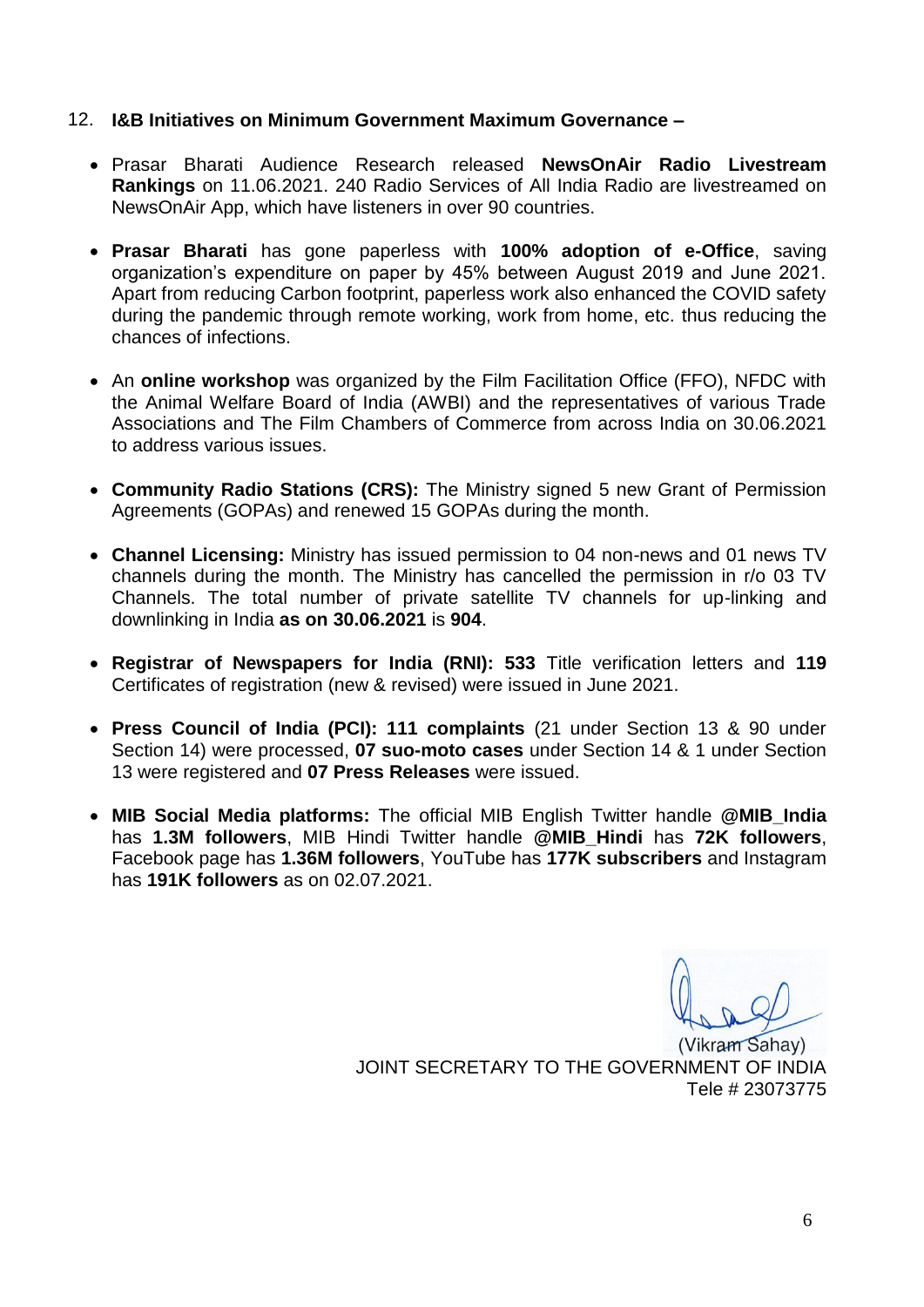## 12. I&B Initiatives on Minimum Government Maximum Governance –

- Prasar Bharati Audience Research released **NewsOnAir Radio Livestream Rankings** on 11.06.2021. 240 Radio Services of All India Radio are livestreamed on NewsOnAir App, which have listeners in over 90 countries.

- **Prasar Bharati** has gone paperless with **100% adoption of e-Office**, saving organization's expenditure on paper by 45% between August 2019 and June 2021. Apart from reducing Carbon footprint, paperless work also enhanced the COVID safety during the pandemic through remote working, work from home, etc. thus reducing the chances of infections.

- An **online workshop** was organized by the Film Facilitation Office (FFO), NFDC with the Animal Welfare Board of India (AWBI) and the representatives of various Trade Associations and The Film Chambers of Commerce from across India on 30.06.2021 to address various issues.

- **Community Radio Stations (CRS):** The Ministry signed 5 new Grant of Permission Agreements (GOPAs) and renewed 15 GOPAs during the month.

- **Channel Licensing:** Ministry has issued permission to 04 non-news and 01 news TV channels during the month. The Ministry has cancelled the permission in r/o 03 TV Channels. The total number of private satellite TV channels for up-linking and downlinking in India **as on 30.06.2021** is **904**.

- **Registrar of Newspapers for India (RNI): 533** Title verification letters and **119** Certificates of registration (new & revised) were issued in June 2021.

- **Press Council of India (PCI): 111 complaints** (21 under Section 13 & 90 under Section 14) were processed, **07 suo-moto cases** under Section 14 & 1 under Section 13 were registered and **07 Press Releases** were issued.

- **MIB Social Media platforms:** The official MIB English Twitter handle **@MIB_India** has **1.3M followers**, MIB Hindi Twitter handle **@MIB_Hindi** has **72K followers**, Facebook page has **1.36M followers**, YouTube has **177K subscribers** and Instagram has **191K followers** as on 02.07.2021.

(Vikram Sahay)
JOINT SECRETARY TO THE GOVERNMENT OF INDIA
Tele # 23073775